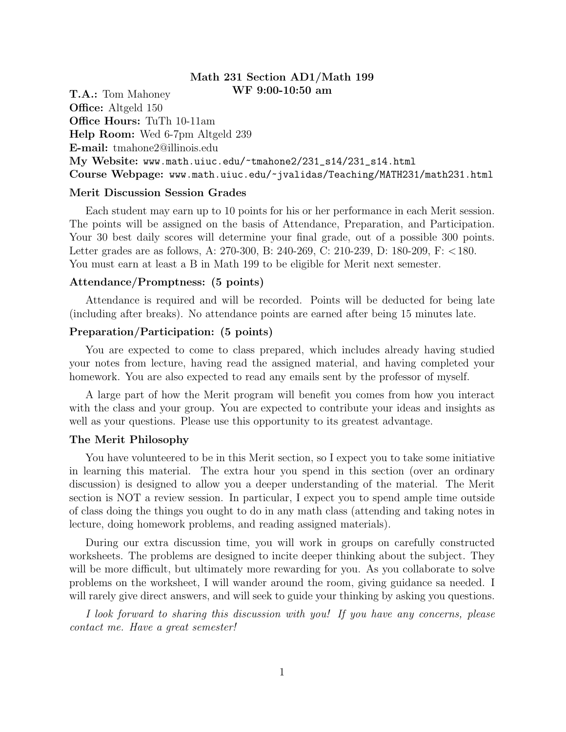# Math 231 Section AD1/Math 199
## WF 9:00-10:50 am

**T.A.:** Tom Mahoney
**Office:** Altgeld 150
**Office Hours:** TuTh 10-11am
**Help Room:** Wed 6-7pm Altgeld 239
**E-mail:** tmahone2@illinois.edu
**My Website:** `www.math.uiuc.edu/~tmahone2/231_s14/231_s14.html`
**Course Webpage:** `www.math.uiuc.edu/~jvalidas/Teaching/MATH231/math231.html`

### Merit Discussion Session Grades

Each student may earn up to 10 points for his or her performance in each Merit session. The points will be assigned on the basis of Attendance, Preparation, and Participation. Your 30 best daily scores will determine your final grade, out of a possible 300 points. Letter grades are as follows, A: 270-300, B: 240-269, C: 210-239, D: 180-209, F: <180. You must earn at least a B in Math 199 to be eligible for Merit next semester.

### Attendance/Promptness: (5 points)

Attendance is required and will be recorded. Points will be deducted for being late (including after breaks). No attendance points are earned after being 15 minutes late.

### Preparation/Participation: (5 points)

You are expected to come to class prepared, which includes already having studied your notes from lecture, having read the assigned material, and having completed your homework. You are also expected to read any emails sent by the professor of myself.

A large part of how the Merit program will benefit you comes from how you interact with the class and your group. You are expected to contribute your ideas and insights as well as your questions. Please use this opportunity to its greatest advantage.

### The Merit Philosophy

You have volunteered to be in this Merit section, so I expect you to take some initiative in learning this material. The extra hour you spend in this section (over an ordinary discussion) is designed to allow you a deeper understanding of the material. The Merit section is NOT a review session. In particular, I expect you to spend ample time outside of class doing the things you ought to do in any math class (attending and taking notes in lecture, doing homework problems, and reading assigned materials).

During our extra discussion time, you will work in groups on carefully constructed worksheets. The problems are designed to incite deeper thinking about the subject. They will be more difficult, but ultimately more rewarding for you. As you collaborate to solve problems on the worksheet, I will wander around the room, giving guidance sa needed. I will rarely give direct answers, and will seek to guide your thinking by asking you questions.

*I look forward to sharing this discussion with you! If you have any concerns, please contact me. Have a great semester!*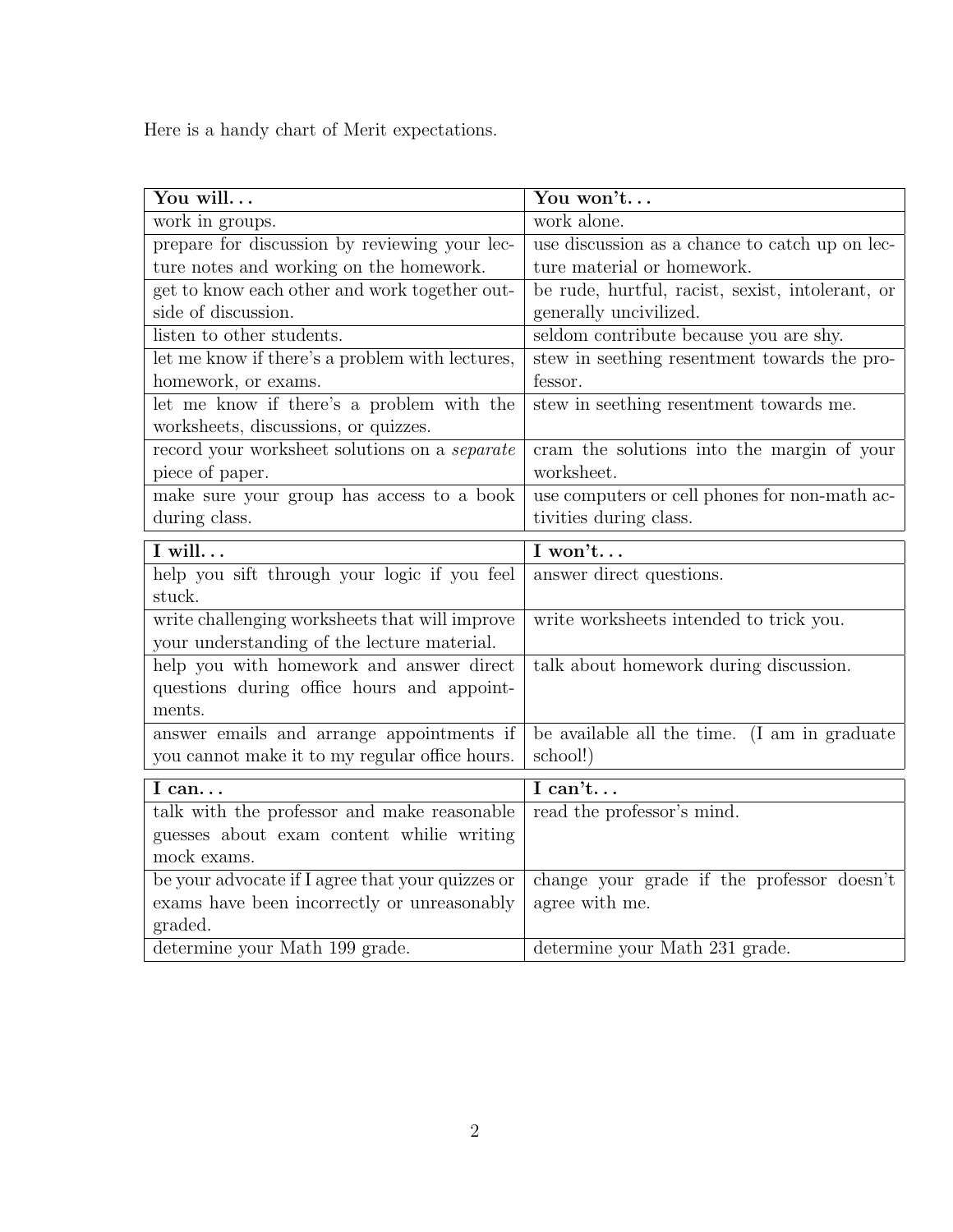Here is a handy chart of Merit expectations.

| **You will...** | **You won't...** |
|---|---|
| work in groups. | work alone. |
| prepare for discussion by reviewing your lecture notes and working on the homework. | use discussion as a chance to catch up on lecture material or homework. |
| get to know each other and work together outside of discussion. | be rude, hurtful, racist, sexist, intolerant, or generally uncivilized. |
| listen to other students. | seldom contribute because you are shy. |
| let me know if there's a problem with lectures, homework, or exams. | stew in seething resentment towards the professor. |
| let me know if there's a problem with the worksheets, discussions, or quizzes. | stew in seething resentment towards me. |
| record your worksheet solutions on a *separate* piece of paper. | cram the solutions into the margin of your worksheet. |
| make sure your group has access to a book during class. | use computers or cell phones for non-math activities during class. |

| **I will...** | **I won't...** |
|---|---|
| help you sift through your logic if you feel stuck. | answer direct questions. |
| write challenging worksheets that will improve your understanding of the lecture material. | write worksheets intended to trick you. |
| help you with homework and answer direct questions during office hours and appointments. | talk about homework during discussion. |
| answer emails and arrange appointments if you cannot make it to my regular office hours. | be available all the time. (I am in graduate school!) |

| **I can...** | **I can't...** |
|---|---|
| talk with the professor and make reasonable guesses about exam content whilie writing mock exams. | read the professor's mind. |
| be your advocate if I agree that your quizzes or exams have been incorrectly or unreasonably graded. | change your grade if the professor doesn't agree with me. |
| determine your Math 199 grade. | determine your Math 231 grade. |